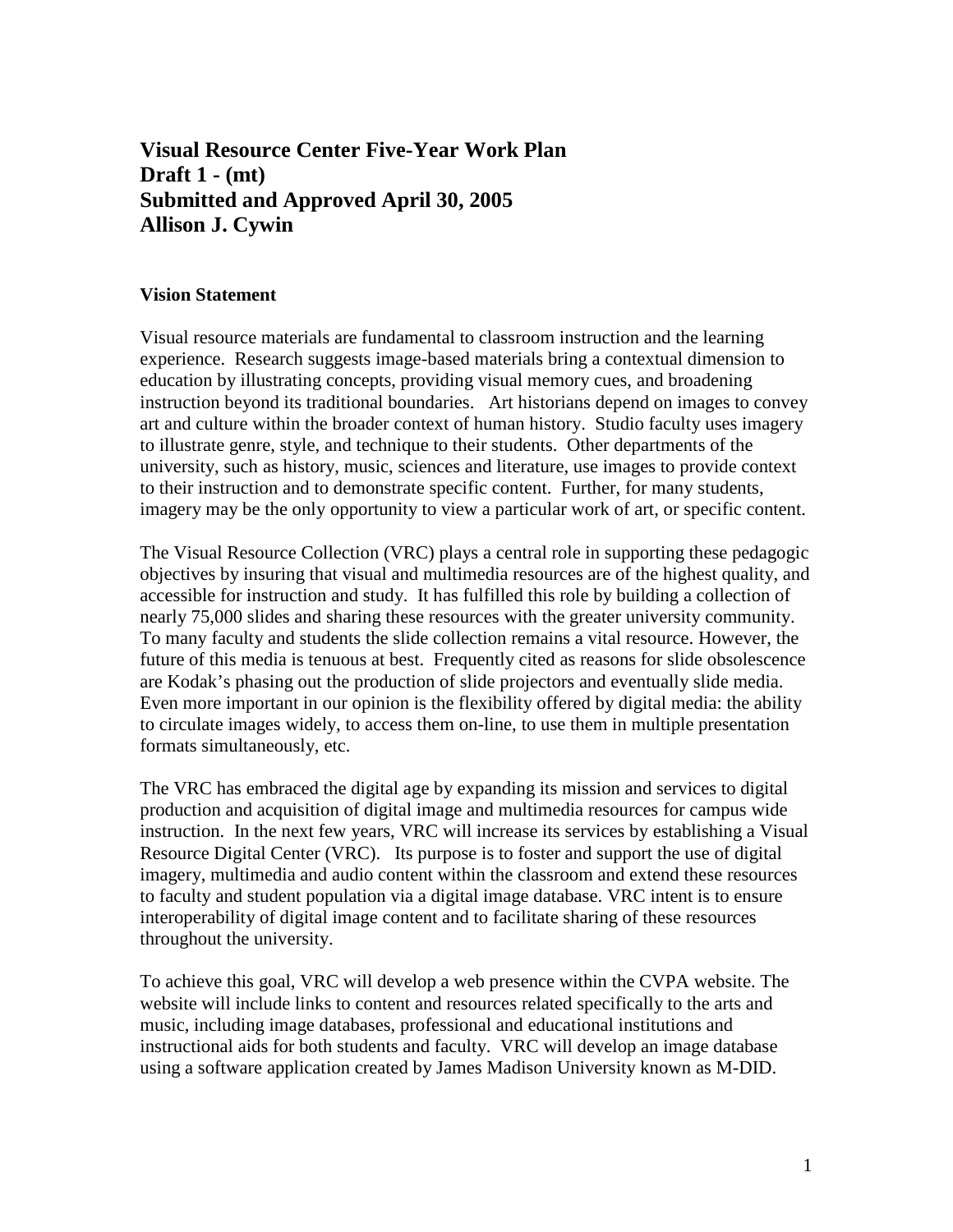# Visual Resource Center Five-Year Work Plan
# Draft 1 - (mt)
# Submitted and Approved April 30, 2005
# Allison J. Cywin

### Vision Statement

Visual resource materials are fundamental to classroom instruction and the learning experience. Research suggests image-based materials bring a contextual dimension to education by illustrating concepts, providing visual memory cues, and broadening instruction beyond its traditional boundaries. Art historians depend on images to convey art and culture within the broader context of human history. Studio faculty uses imagery to illustrate genre, style, and technique to their students. Other departments of the university, such as history, music, sciences and literature, use images to provide context to their instruction and to demonstrate specific content. Further, for many students, imagery may be the only opportunity to view a particular work of art, or specific content.

The Visual Resource Collection (VRC) plays a central role in supporting these pedagogic objectives by insuring that visual and multimedia resources are of the highest quality, and accessible for instruction and study. It has fulfilled this role by building a collection of nearly 75,000 slides and sharing these resources with the greater university community. To many faculty and students the slide collection remains a vital resource. However, the future of this media is tenuous at best. Frequently cited as reasons for slide obsolescence are Kodak's phasing out the production of slide projectors and eventually slide media. Even more important in our opinion is the flexibility offered by digital media: the ability to circulate images widely, to access them on-line, to use them in multiple presentation formats simultaneously, etc.

The VRC has embraced the digital age by expanding its mission and services to digital production and acquisition of digital image and multimedia resources for campus wide instruction. In the next few years, VRC will increase its services by establishing a Visual Resource Digital Center (VRC). Its purpose is to foster and support the use of digital imagery, multimedia and audio content within the classroom and extend these resources to faculty and student population via a digital image database. VRC intent is to ensure interoperability of digital image content and to facilitate sharing of these resources throughout the university.

To achieve this goal, VRC will develop a web presence within the CVPA website. The website will include links to content and resources related specifically to the arts and music, including image databases, professional and educational institutions and instructional aids for both students and faculty. VRC will develop an image database using a software application created by James Madison University known as M-DID.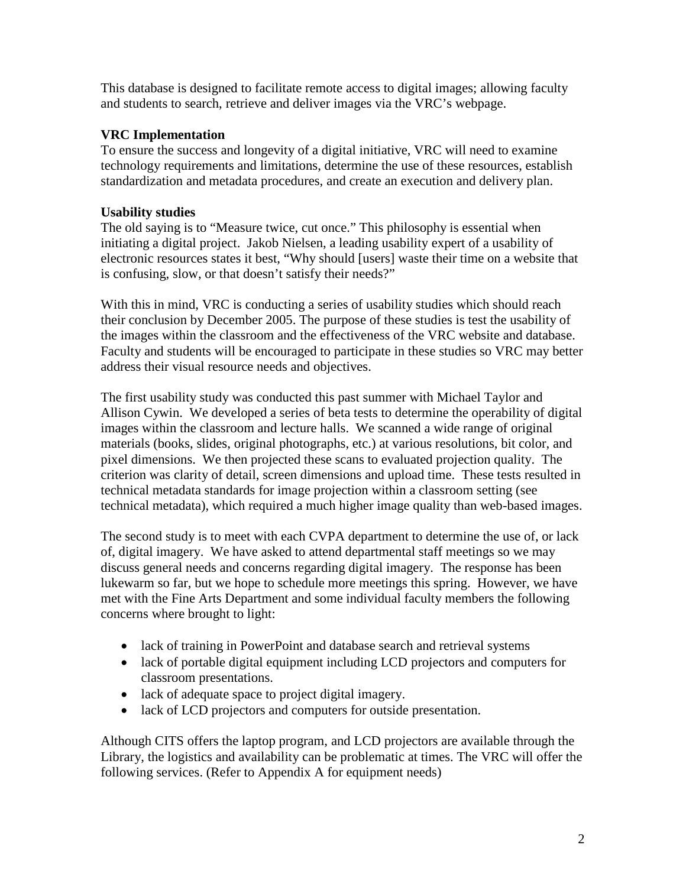This database is designed to facilitate remote access to digital images; allowing faculty and students to search, retrieve and deliver images via the VRC's webpage.

**VRC Implementation**

To ensure the success and longevity of a digital initiative, VRC will need to examine technology requirements and limitations, determine the use of these resources, establish standardization and metadata procedures, and create an execution and delivery plan.

**Usability studies**

The old saying is to "Measure twice, cut once." This philosophy is essential when initiating a digital project. Jakob Nielsen, a leading usability expert of a usability of electronic resources states it best, "Why should [users] waste their time on a website that is confusing, slow, or that doesn't satisfy their needs?"

With this in mind, VRC is conducting a series of usability studies which should reach their conclusion by December 2005. The purpose of these studies is test the usability of the images within the classroom and the effectiveness of the VRC website and database. Faculty and students will be encouraged to participate in these studies so VRC may better address their visual resource needs and objectives.

The first usability study was conducted this past summer with Michael Taylor and Allison Cywin. We developed a series of beta tests to determine the operability of digital images within the classroom and lecture halls. We scanned a wide range of original materials (books, slides, original photographs, etc.) at various resolutions, bit color, and pixel dimensions. We then projected these scans to evaluated projection quality. The criterion was clarity of detail, screen dimensions and upload time. These tests resulted in technical metadata standards for image projection within a classroom setting (see technical metadata), which required a much higher image quality than web-based images.

The second study is to meet with each CVPA department to determine the use of, or lack of, digital imagery. We have asked to attend departmental staff meetings so we may discuss general needs and concerns regarding digital imagery. The response has been lukewarm so far, but we hope to schedule more meetings this spring. However, we have met with the Fine Arts Department and some individual faculty members the following concerns where brought to light:

- lack of training in PowerPoint and database search and retrieval systems
- lack of portable digital equipment including LCD projectors and computers for classroom presentations.
- lack of adequate space to project digital imagery.
- lack of LCD projectors and computers for outside presentation.

Although CITS offers the laptop program, and LCD projectors are available through the Library, the logistics and availability can be problematic at times. The VRC will offer the following services. (Refer to Appendix A for equipment needs)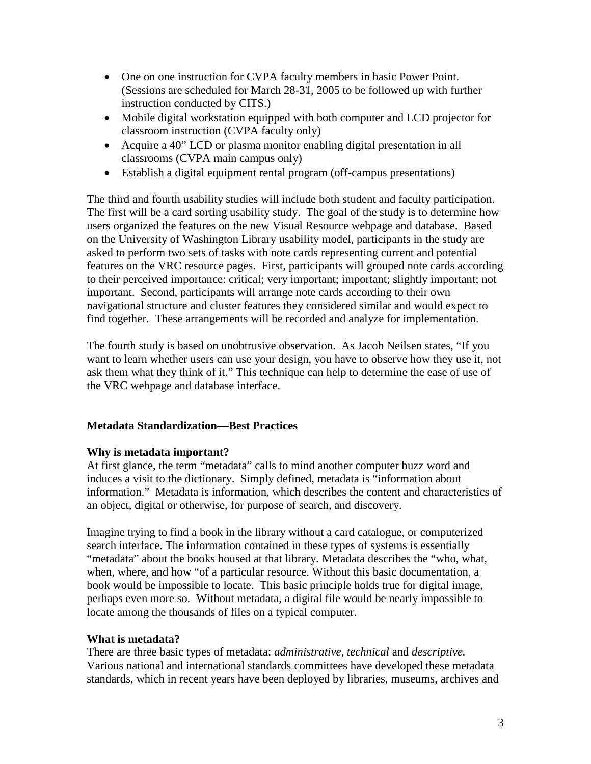- One on one instruction for CVPA faculty members in basic Power Point. (Sessions are scheduled for March 28-31, 2005 to be followed up with further instruction conducted by CITS.)
- Mobile digital workstation equipped with both computer and LCD projector for classroom instruction (CVPA faculty only)
- Acquire a 40" LCD or plasma monitor enabling digital presentation in all classrooms (CVPA main campus only)
- Establish a digital equipment rental program (off-campus presentations)

The third and fourth usability studies will include both student and faculty participation. The first will be a card sorting usability study. The goal of the study is to determine how users organized the features on the new Visual Resource webpage and database. Based on the University of Washington Library usability model, participants in the study are asked to perform two sets of tasks with note cards representing current and potential features on the VRC resource pages. First, participants will grouped note cards according to their perceived importance: critical; very important; important; slightly important; not important. Second, participants will arrange note cards according to their own navigational structure and cluster features they considered similar and would expect to find together. These arrangements will be recorded and analyze for implementation.

The fourth study is based on unobtrusive observation. As Jacob Neilsen states, "If you want to learn whether users can use your design, you have to observe how they use it, not ask them what they think of it." This technique can help to determine the ease of use of the VRC webpage and database interface.

## Metadata Standardization—Best Practices

### Why is metadata important?

At first glance, the term "metadata" calls to mind another computer buzz word and induces a visit to the dictionary. Simply defined, metadata is "information about information." Metadata is information, which describes the content and characteristics of an object, digital or otherwise, for purpose of search, and discovery.

Imagine trying to find a book in the library without a card catalogue, or computerized search interface. The information contained in these types of systems is essentially "metadata" about the books housed at that library. Metadata describes the "who, what, when, where, and how "of a particular resource. Without this basic documentation, a book would be impossible to locate. This basic principle holds true for digital image, perhaps even more so. Without metadata, a digital file would be nearly impossible to locate among the thousands of files on a typical computer.

### What is metadata?

There are three basic types of metadata: *administrative, technical* and *descriptive.* Various national and international standards committees have developed these metadata standards, which in recent years have been deployed by libraries, museums, archives and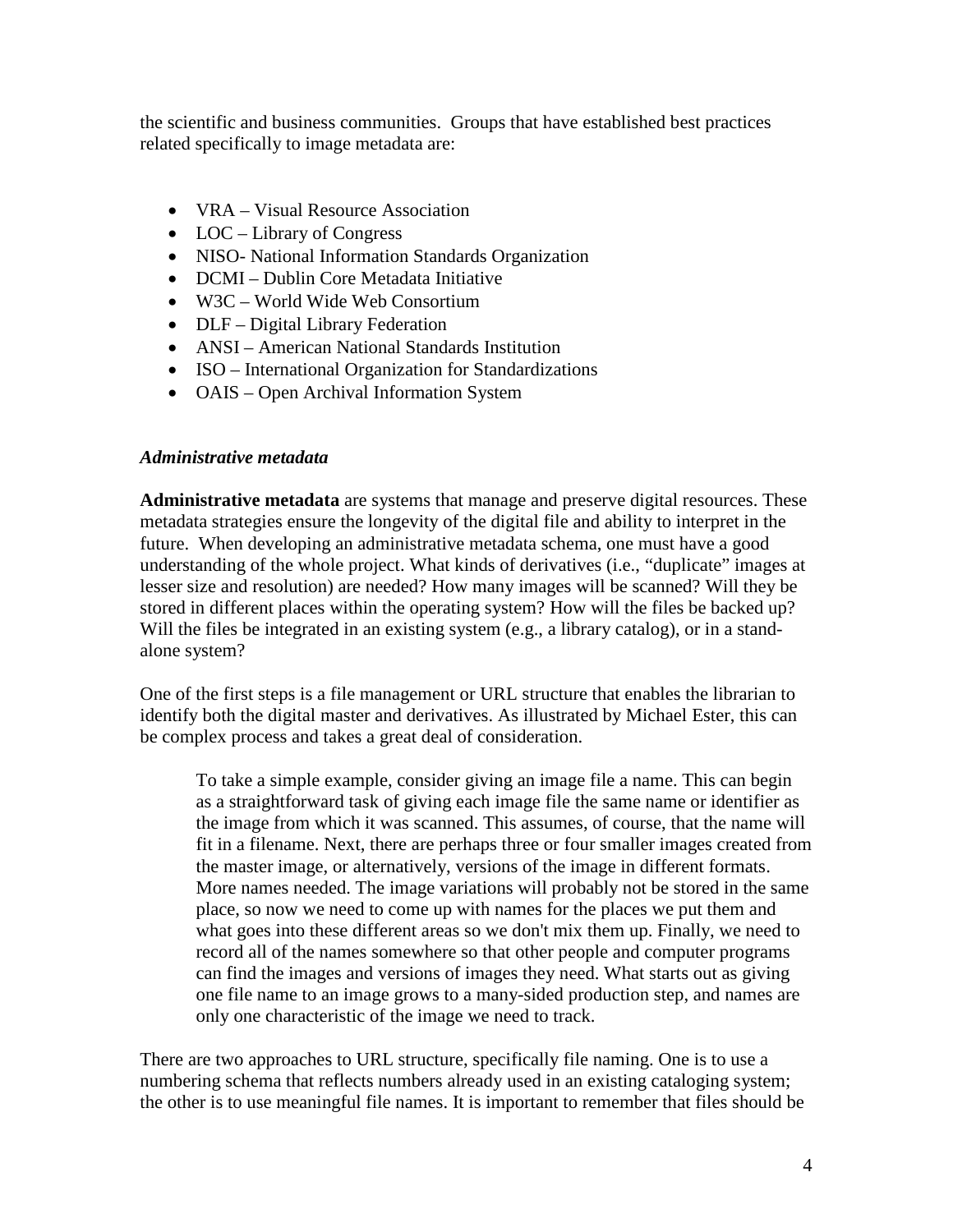the scientific and business communities. Groups that have established best practices related specifically to image metadata are:

- VRA – Visual Resource Association
- LOC – Library of Congress
- NISO- National Information Standards Organization
- DCMI – Dublin Core Metadata Initiative
- W3C – World Wide Web Consortium
- DLF – Digital Library Federation
- ANSI – American National Standards Institution
- ISO – International Organization for Standardizations
- OAIS – Open Archival Information System

***Administrative metadata***

**Administrative metadata** are systems that manage and preserve digital resources. These metadata strategies ensure the longevity of the digital file and ability to interpret in the future. When developing an administrative metadata schema, one must have a good understanding of the whole project. What kinds of derivatives (i.e., "duplicate" images at lesser size and resolution) are needed? How many images will be scanned? Will they be stored in different places within the operating system? How will the files be backed up? Will the files be integrated in an existing system (e.g., a library catalog), or in a stand-alone system?

One of the first steps is a file management or URL structure that enables the librarian to identify both the digital master and derivatives. As illustrated by Michael Ester, this can be complex process and takes a great deal of consideration.

> To take a simple example, consider giving an image file a name. This can begin as a straightforward task of giving each image file the same name or identifier as the image from which it was scanned. This assumes, of course, that the name will fit in a filename. Next, there are perhaps three or four smaller images created from the master image, or alternatively, versions of the image in different formats. More names needed. The image variations will probably not be stored in the same place, so now we need to come up with names for the places we put them and what goes into these different areas so we don't mix them up. Finally, we need to record all of the names somewhere so that other people and computer programs can find the images and versions of images they need. What starts out as giving one file name to an image grows to a many-sided production step, and names are only one characteristic of the image we need to track.

There are two approaches to URL structure, specifically file naming. One is to use a numbering schema that reflects numbers already used in an existing cataloging system; the other is to use meaningful file names. It is important to remember that files should be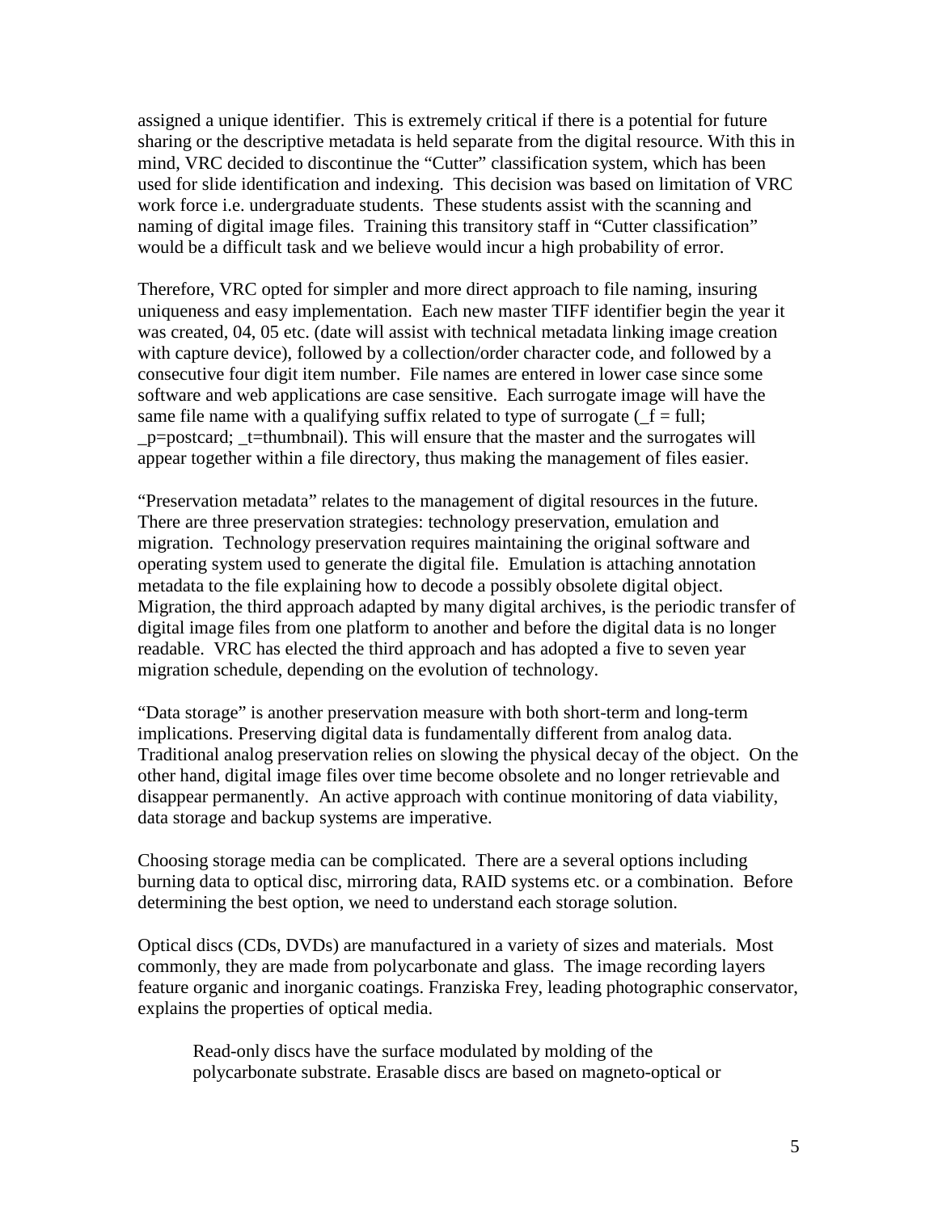assigned a unique identifier. This is extremely critical if there is a potential for future sharing or the descriptive metadata is held separate from the digital resource. With this in mind, VRC decided to discontinue the "Cutter" classification system, which has been used for slide identification and indexing. This decision was based on limitation of VRC work force i.e. undergraduate students. These students assist with the scanning and naming of digital image files. Training this transitory staff in "Cutter classification" would be a difficult task and we believe would incur a high probability of error.

Therefore, VRC opted for simpler and more direct approach to file naming, insuring uniqueness and easy implementation. Each new master TIFF identifier begin the year it was created, 04, 05 etc. (date will assist with technical metadata linking image creation with capture device), followed by a collection/order character code, and followed by a consecutive four digit item number. File names are entered in lower case since some software and web applications are case sensitive. Each surrogate image will have the same file name with a qualifying suffix related to type of surrogate (_f = full; _p=postcard; _t=thumbnail). This will ensure that the master and the surrogates will appear together within a file directory, thus making the management of files easier.

"Preservation metadata" relates to the management of digital resources in the future. There are three preservation strategies: technology preservation, emulation and migration. Technology preservation requires maintaining the original software and operating system used to generate the digital file. Emulation is attaching annotation metadata to the file explaining how to decode a possibly obsolete digital object. Migration, the third approach adapted by many digital archives, is the periodic transfer of digital image files from one platform to another and before the digital data is no longer readable. VRC has elected the third approach and has adopted a five to seven year migration schedule, depending on the evolution of technology.

"Data storage" is another preservation measure with both short-term and long-term implications. Preserving digital data is fundamentally different from analog data. Traditional analog preservation relies on slowing the physical decay of the object. On the other hand, digital image files over time become obsolete and no longer retrievable and disappear permanently. An active approach with continue monitoring of data viability, data storage and backup systems are imperative.

Choosing storage media can be complicated. There are a several options including burning data to optical disc, mirroring data, RAID systems etc. or a combination. Before determining the best option, we need to understand each storage solution.

Optical discs (CDs, DVDs) are manufactured in a variety of sizes and materials. Most commonly, they are made from polycarbonate and glass. The image recording layers feature organic and inorganic coatings. Franziska Frey, leading photographic conservator, explains the properties of optical media.

> Read-only discs have the surface modulated by molding of the polycarbonate substrate. Erasable discs are based on magneto-optical or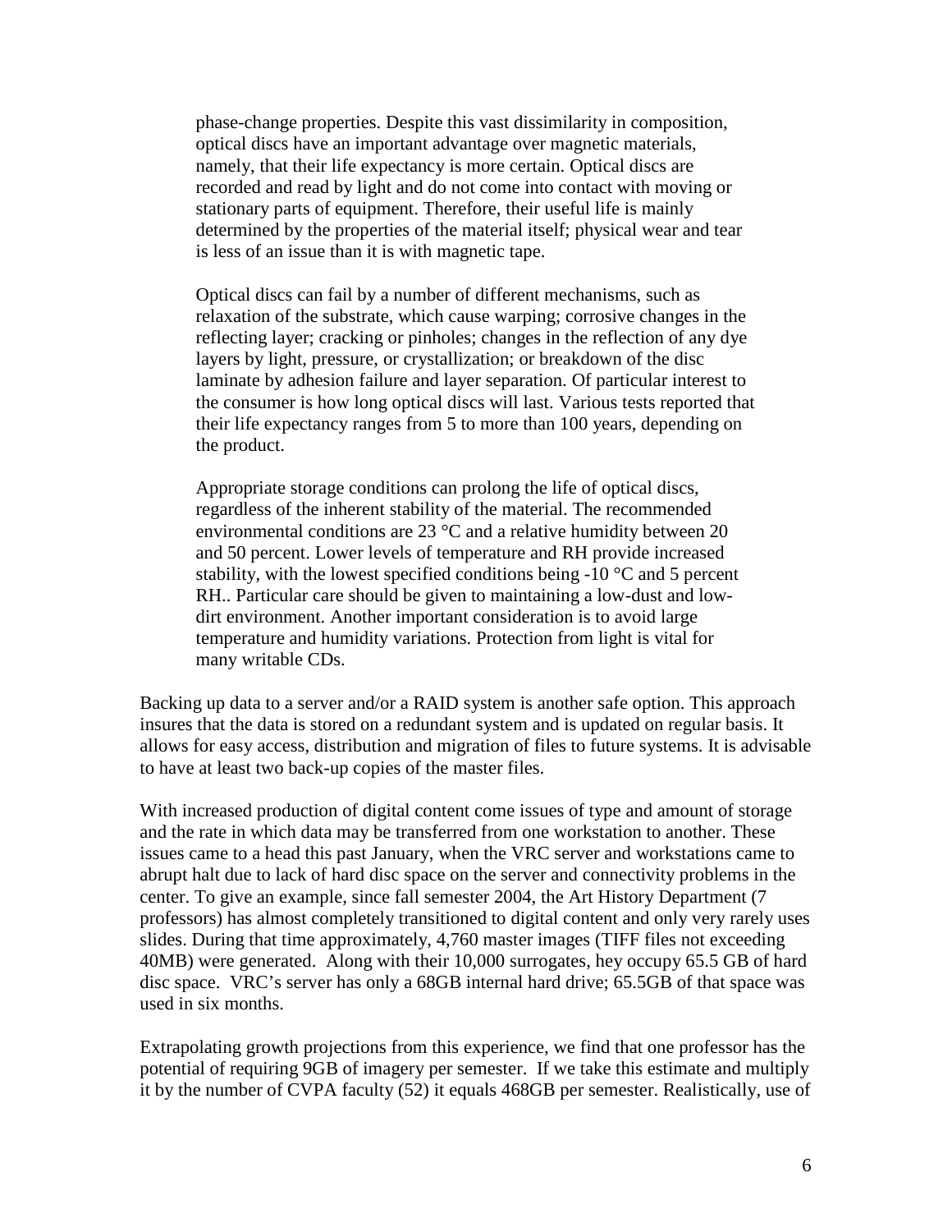> phase-change properties. Despite this vast dissimilarity in composition, optical discs have an important advantage over magnetic materials, namely, that their life expectancy is more certain. Optical discs are recorded and read by light and do not come into contact with moving or stationary parts of equipment. Therefore, their useful life is mainly determined by the properties of the material itself; physical wear and tear is less of an issue than it is with magnetic tape.
>
> Optical discs can fail by a number of different mechanisms, such as relaxation of the substrate, which cause warping; corrosive changes in the reflecting layer; cracking or pinholes; changes in the reflection of any dye layers by light, pressure, or crystallization; or breakdown of the disc laminate by adhesion failure and layer separation. Of particular interest to the consumer is how long optical discs will last. Various tests reported that their life expectancy ranges from 5 to more than 100 years, depending on the product.
>
> Appropriate storage conditions can prolong the life of optical discs, regardless of the inherent stability of the material. The recommended environmental conditions are 23 °C and a relative humidity between 20 and 50 percent. Lower levels of temperature and RH provide increased stability, with the lowest specified conditions being -10 °C and 5 percent RH.. Particular care should be given to maintaining a low-dust and low-dirt environment. Another important consideration is to avoid large temperature and humidity variations. Protection from light is vital for many writable CDs.

Backing up data to a server and/or a RAID system is another safe option. This approach insures that the data is stored on a redundant system and is updated on regular basis. It allows for easy access, distribution and migration of files to future systems. It is advisable to have at least two back-up copies of the master files.

With increased production of digital content come issues of type and amount of storage and the rate in which data may be transferred from one workstation to another. These issues came to a head this past January, when the VRC server and workstations came to abrupt halt due to lack of hard disc space on the server and connectivity problems in the center. To give an example, since fall semester 2004, the Art History Department (7 professors) has almost completely transitioned to digital content and only very rarely uses slides. During that time approximately, 4,760 master images (TIFF files not exceeding 40MB) were generated. Along with their 10,000 surrogates, hey occupy 65.5 GB of hard disc space. VRC's server has only a 68GB internal hard drive; 65.5GB of that space was used in six months.

Extrapolating growth projections from this experience, we find that one professor has the potential of requiring 9GB of imagery per semester. If we take this estimate and multiply it by the number of CVPA faculty (52) it equals 468GB per semester. Realistically, use of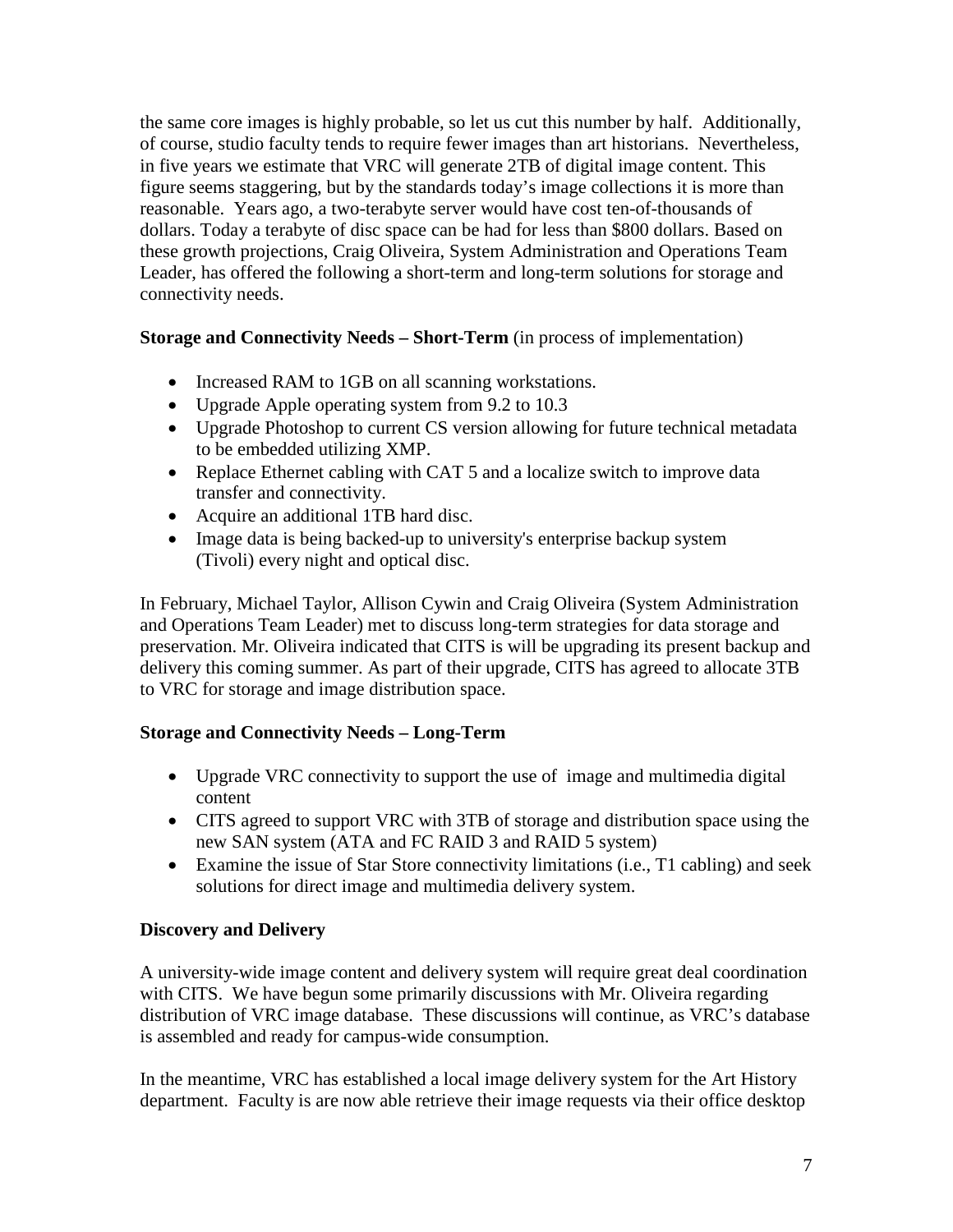the same core images is highly probable, so let us cut this number by half. Additionally, of course, studio faculty tends to require fewer images than art historians. Nevertheless, in five years we estimate that VRC will generate 2TB of digital image content. This figure seems staggering, but by the standards today's image collections it is more than reasonable. Years ago, a two-terabyte server would have cost ten-of-thousands of dollars. Today a terabyte of disc space can be had for less than $800 dollars. Based on these growth projections, Craig Oliveira, System Administration and Operations Team Leader, has offered the following a short-term and long-term solutions for storage and connectivity needs.

**Storage and Connectivity Needs – Short-Term** (in process of implementation)

- Increased RAM to 1GB on all scanning workstations.
- Upgrade Apple operating system from 9.2 to 10.3
- Upgrade Photoshop to current CS version allowing for future technical metadata to be embedded utilizing XMP.
- Replace Ethernet cabling with CAT 5 and a localize switch to improve data transfer and connectivity.
- Acquire an additional 1TB hard disc.
- Image data is being backed-up to university's enterprise backup system (Tivoli) every night and optical disc.

In February, Michael Taylor, Allison Cywin and Craig Oliveira (System Administration and Operations Team Leader) met to discuss long-term strategies for data storage and preservation. Mr. Oliveira indicated that CITS is will be upgrading its present backup and delivery this coming summer. As part of their upgrade, CITS has agreed to allocate 3TB to VRC for storage and image distribution space.

**Storage and Connectivity Needs – Long-Term**

- Upgrade VRC connectivity to support the use of image and multimedia digital content
- CITS agreed to support VRC with 3TB of storage and distribution space using the new SAN system (ATA and FC RAID 3 and RAID 5 system)
- Examine the issue of Star Store connectivity limitations (i.e., T1 cabling) and seek solutions for direct image and multimedia delivery system.

**Discovery and Delivery**

A university-wide image content and delivery system will require great deal coordination with CITS. We have begun some primarily discussions with Mr. Oliveira regarding distribution of VRC image database. These discussions will continue, as VRC's database is assembled and ready for campus-wide consumption.

In the meantime, VRC has established a local image delivery system for the Art History department. Faculty is are now able retrieve their image requests via their office desktop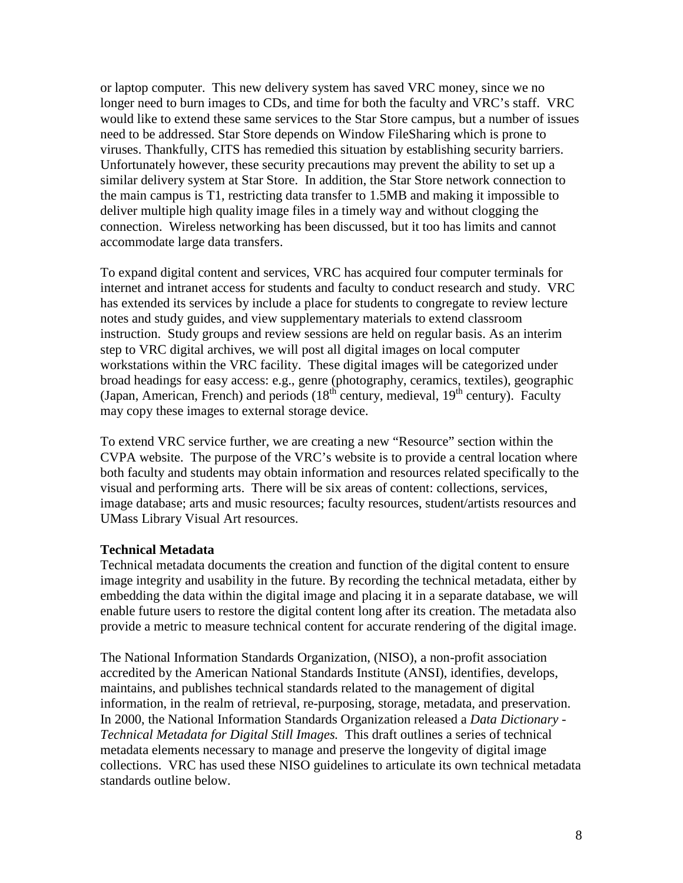or laptop computer. This new delivery system has saved VRC money, since we no longer need to burn images to CDs, and time for both the faculty and VRC's staff. VRC would like to extend these same services to the Star Store campus, but a number of issues need to be addressed. Star Store depends on Window FileSharing which is prone to viruses. Thankfully, CITS has remedied this situation by establishing security barriers. Unfortunately however, these security precautions may prevent the ability to set up a similar delivery system at Star Store. In addition, the Star Store network connection to the main campus is T1, restricting data transfer to 1.5MB and making it impossible to deliver multiple high quality image files in a timely way and without clogging the connection. Wireless networking has been discussed, but it too has limits and cannot accommodate large data transfers.

To expand digital content and services, VRC has acquired four computer terminals for internet and intranet access for students and faculty to conduct research and study. VRC has extended its services by include a place for students to congregate to review lecture notes and study guides, and view supplementary materials to extend classroom instruction. Study groups and review sessions are held on regular basis. As an interim step to VRC digital archives, we will post all digital images on local computer workstations within the VRC facility. These digital images will be categorized under broad headings for easy access: e.g., genre (photography, ceramics, textiles), geographic (Japan, American, French) and periods (18th century, medieval, 19th century). Faculty may copy these images to external storage device.

To extend VRC service further, we are creating a new "Resource" section within the CVPA website. The purpose of the VRC's website is to provide a central location where both faculty and students may obtain information and resources related specifically to the visual and performing arts. There will be six areas of content: collections, services, image database; arts and music resources; faculty resources, student/artists resources and UMass Library Visual Art resources.

**Technical Metadata**

Technical metadata documents the creation and function of the digital content to ensure image integrity and usability in the future. By recording the technical metadata, either by embedding the data within the digital image and placing it in a separate database, we will enable future users to restore the digital content long after its creation. The metadata also provide a metric to measure technical content for accurate rendering of the digital image.

The National Information Standards Organization, (NISO), a non-profit association accredited by the American National Standards Institute (ANSI), identifies, develops, maintains, and publishes technical standards related to the management of digital information, in the realm of retrieval, re-purposing, storage, metadata, and preservation. In 2000, the National Information Standards Organization released a *Data Dictionary - Technical Metadata for Digital Still Images.* This draft outlines a series of technical metadata elements necessary to manage and preserve the longevity of digital image collections. VRC has used these NISO guidelines to articulate its own technical metadata standards outline below.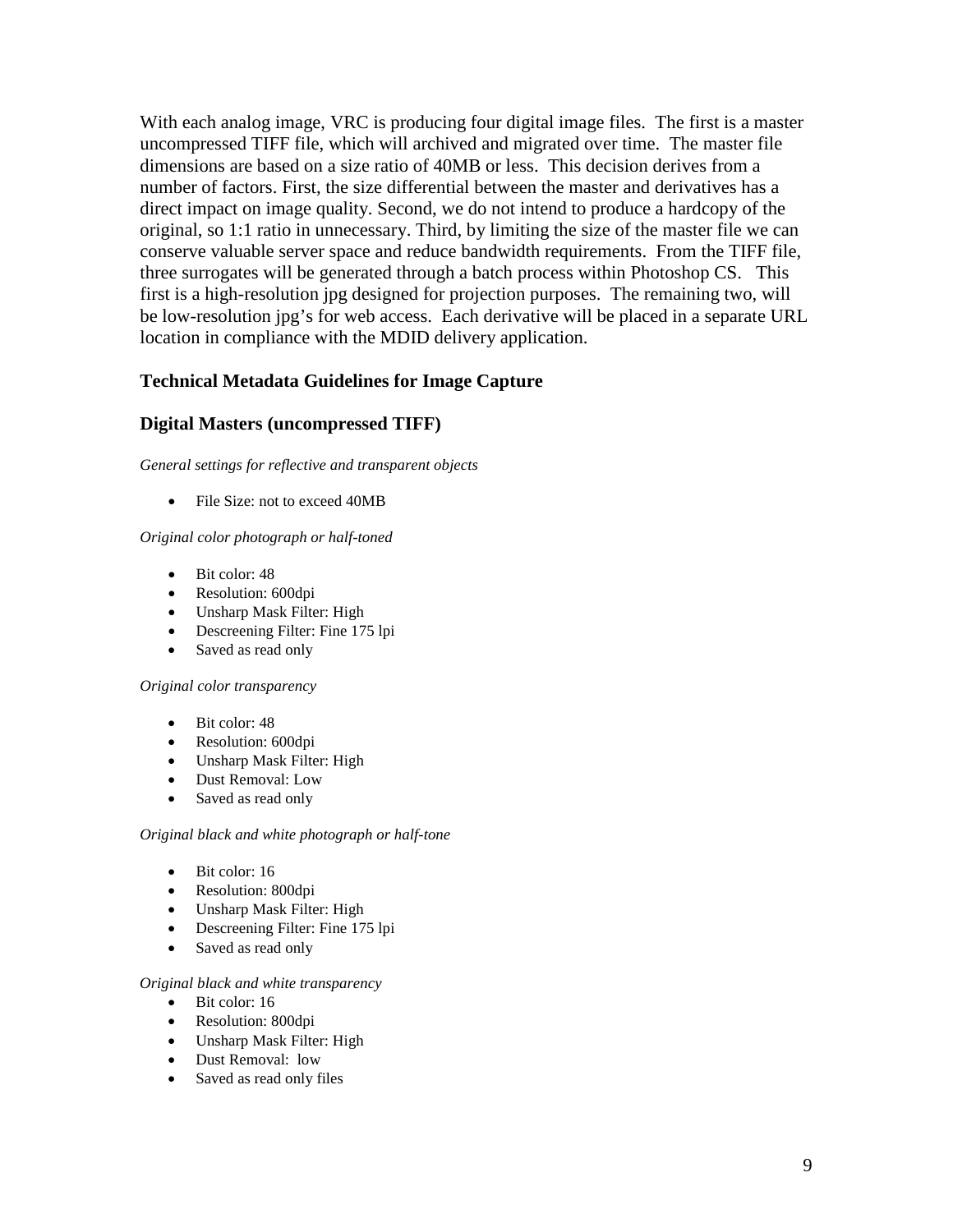With each analog image, VRC is producing four digital image files. The first is a master uncompressed TIFF file, which will archived and migrated over time. The master file dimensions are based on a size ratio of 40MB or less. This decision derives from a number of factors. First, the size differential between the master and derivatives has a direct impact on image quality. Second, we do not intend to produce a hardcopy of the original, so 1:1 ratio in unnecessary. Third, by limiting the size of the master file we can conserve valuable server space and reduce bandwidth requirements. From the TIFF file, three surrogates will be generated through a batch process within Photoshop CS. This first is a high-resolution jpg designed for projection purposes. The remaining two, will be low-resolution jpg's for web access. Each derivative will be placed in a separate URL location in compliance with the MDID delivery application.

### Technical Metadata Guidelines for Image Capture

### Digital Masters (uncompressed TIFF)

*General settings for reflective and transparent objects*

- File Size: not to exceed 40MB

*Original color photograph or half-toned*

- Bit color: 48
- Resolution: 600dpi
- Unsharp Mask Filter: High
- Descreening Filter: Fine 175 lpi
- Saved as read only

*Original color transparency*

- Bit color: 48
- Resolution: 600dpi
- Unsharp Mask Filter: High
- Dust Removal: Low
- Saved as read only

*Original black and white photograph or half-tone*

- Bit color: 16
- Resolution: 800dpi
- Unsharp Mask Filter: High
- Descreening Filter: Fine 175 lpi
- Saved as read only

*Original black and white transparency*

- Bit color: 16
- Resolution: 800dpi
- Unsharp Mask Filter: High
- Dust Removal: low
- Saved as read only files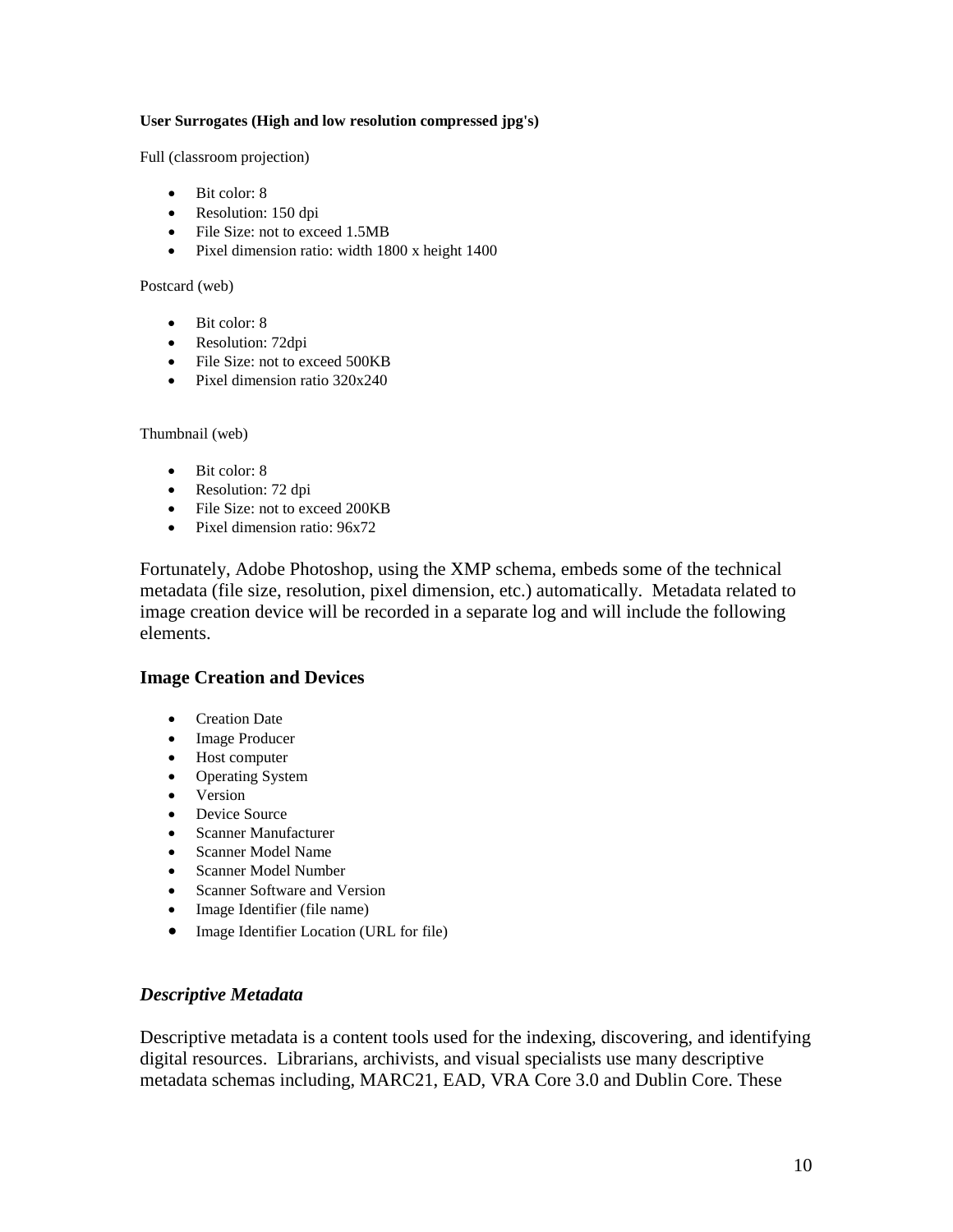**User Surrogates (High and low resolution compressed jpg's)**

Full (classroom projection)

- Bit color: 8
- Resolution: 150 dpi
- File Size: not to exceed 1.5MB
- Pixel dimension ratio: width 1800 x height 1400

Postcard (web)

- Bit color: 8
- Resolution: 72dpi
- File Size: not to exceed 500KB
- Pixel dimension ratio 320x240

Thumbnail (web)

- Bit color: 8
- Resolution: 72 dpi
- File Size: not to exceed 200KB
- Pixel dimension ratio: 96x72

Fortunately, Adobe Photoshop, using the XMP schema, embeds some of the technical metadata (file size, resolution, pixel dimension, etc.) automatically. Metadata related to image creation device will be recorded in a separate log and will include the following elements.

### Image Creation and Devices

- Creation Date
- Image Producer
- Host computer
- Operating System
- Version
- Device Source
- Scanner Manufacturer
- Scanner Model Name
- Scanner Model Number
- Scanner Software and Version
- Image Identifier (file name)
- Image Identifier Location (URL for file)

### *Descriptive Metadata*

Descriptive metadata is a content tools used for the indexing, discovering, and identifying digital resources. Librarians, archivists, and visual specialists use many descriptive metadata schemas including, MARC21, EAD, VRA Core 3.0 and Dublin Core. These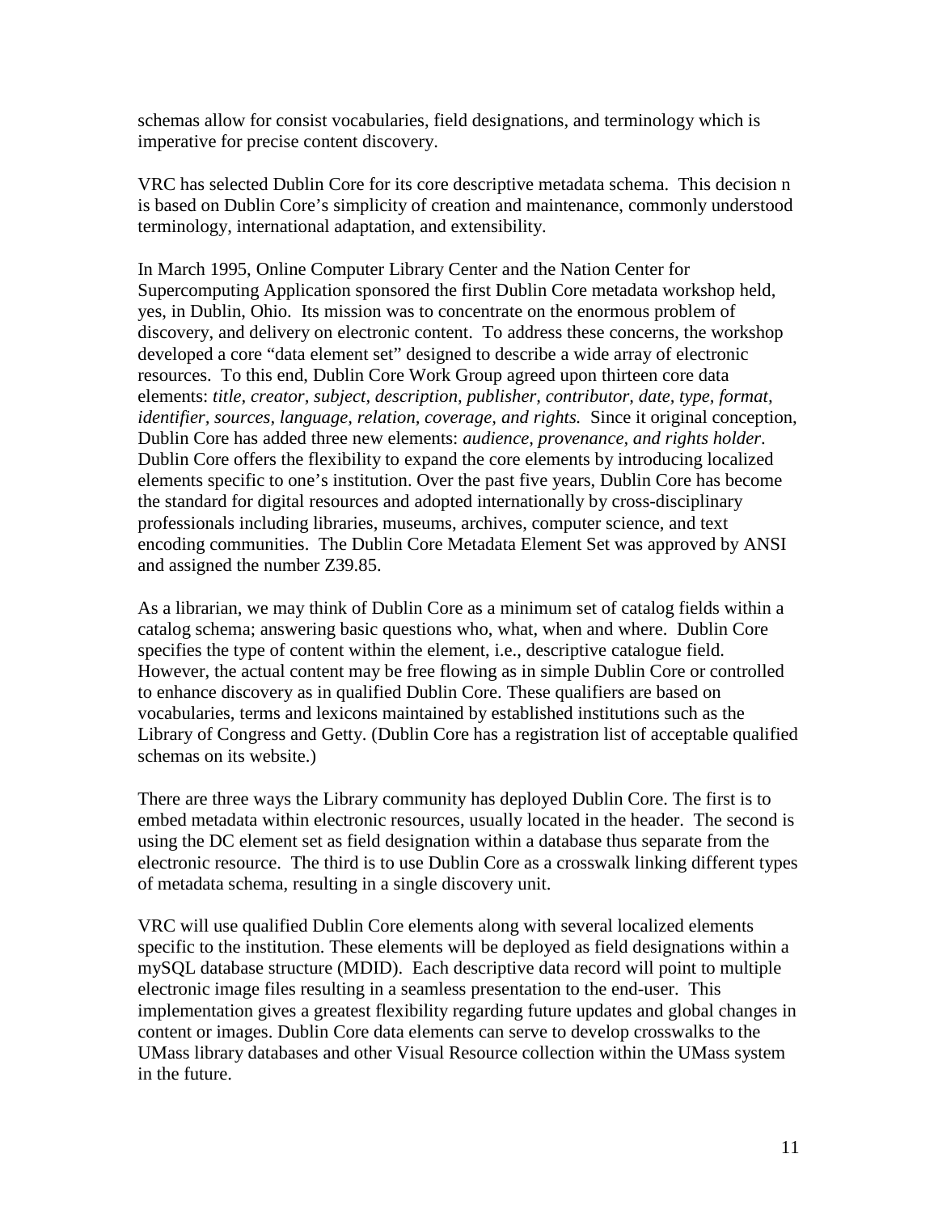schemas allow for consist vocabularies, field designations, and terminology which is imperative for precise content discovery.

VRC has selected Dublin Core for its core descriptive metadata schema. This decision n is based on Dublin Core's simplicity of creation and maintenance, commonly understood terminology, international adaptation, and extensibility.

In March 1995, Online Computer Library Center and the Nation Center for Supercomputing Application sponsored the first Dublin Core metadata workshop held, yes, in Dublin, Ohio. Its mission was to concentrate on the enormous problem of discovery, and delivery on electronic content. To address these concerns, the workshop developed a core "data element set" designed to describe a wide array of electronic resources. To this end, Dublin Core Work Group agreed upon thirteen core data elements: *title, creator, subject, description, publisher, contributor, date, type, format, identifier, sources, language, relation, coverage, and rights.* Since it original conception, Dublin Core has added three new elements: *audience, provenance, and rights holder.* Dublin Core offers the flexibility to expand the core elements by introducing localized elements specific to one's institution. Over the past five years, Dublin Core has become the standard for digital resources and adopted internationally by cross-disciplinary professionals including libraries, museums, archives, computer science, and text encoding communities. The Dublin Core Metadata Element Set was approved by ANSI and assigned the number Z39.85.

As a librarian, we may think of Dublin Core as a minimum set of catalog fields within a catalog schema; answering basic questions who, what, when and where. Dublin Core specifies the type of content within the element, i.e., descriptive catalogue field. However, the actual content may be free flowing as in simple Dublin Core or controlled to enhance discovery as in qualified Dublin Core. These qualifiers are based on vocabularies, terms and lexicons maintained by established institutions such as the Library of Congress and Getty. (Dublin Core has a registration list of acceptable qualified schemas on its website.)

There are three ways the Library community has deployed Dublin Core. The first is to embed metadata within electronic resources, usually located in the header. The second is using the DC element set as field designation within a database thus separate from the electronic resource. The third is to use Dublin Core as a crosswalk linking different types of metadata schema, resulting in a single discovery unit.

VRC will use qualified Dublin Core elements along with several localized elements specific to the institution. These elements will be deployed as field designations within a mySQL database structure (MDID). Each descriptive data record will point to multiple electronic image files resulting in a seamless presentation to the end-user. This implementation gives a greatest flexibility regarding future updates and global changes in content or images. Dublin Core data elements can serve to develop crosswalks to the UMass library databases and other Visual Resource collection within the UMass system in the future.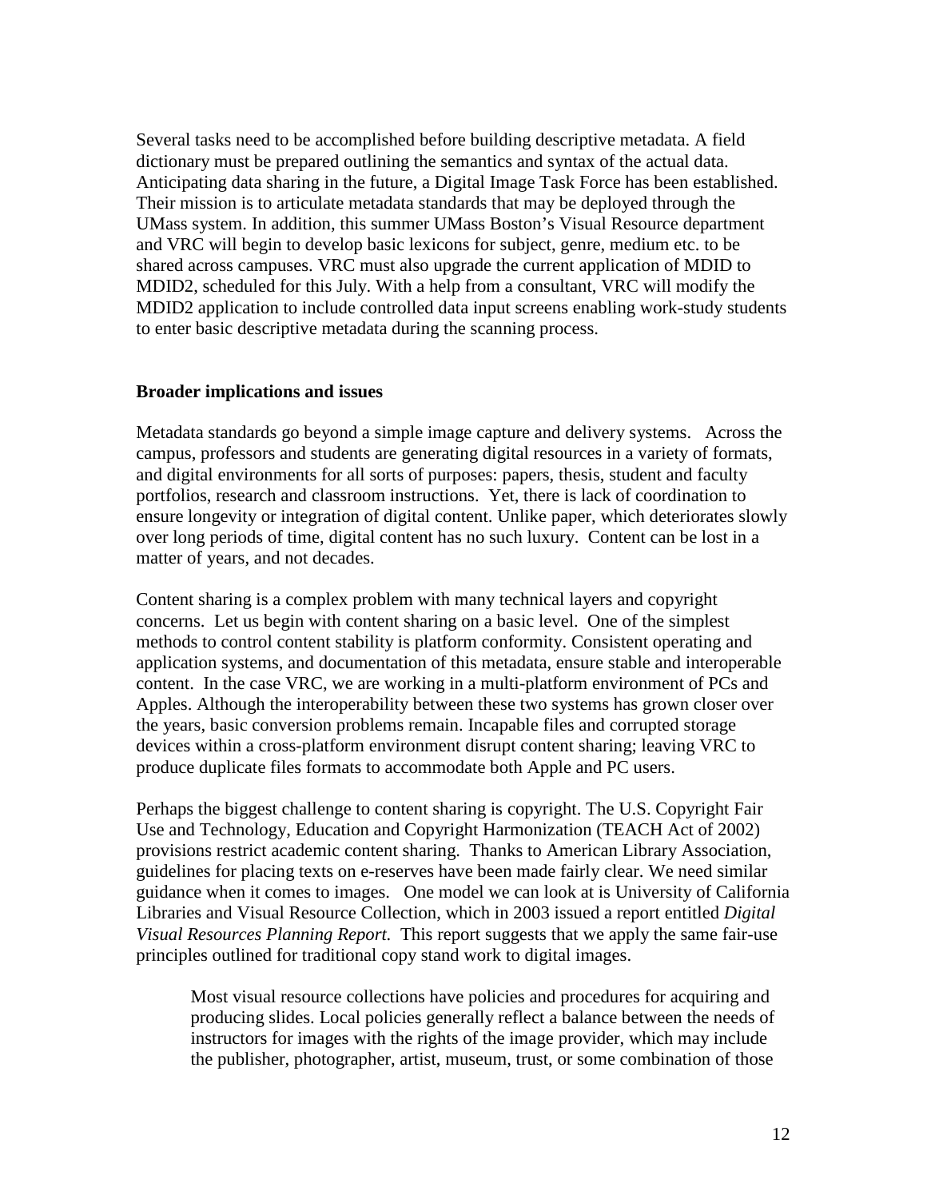Several tasks need to be accomplished before building descriptive metadata. A field dictionary must be prepared outlining the semantics and syntax of the actual data. Anticipating data sharing in the future, a Digital Image Task Force has been established. Their mission is to articulate metadata standards that may be deployed through the UMass system. In addition, this summer UMass Boston's Visual Resource department and VRC will begin to develop basic lexicons for subject, genre, medium etc. to be shared across campuses. VRC must also upgrade the current application of MDID to MDID2, scheduled for this July. With a help from a consultant, VRC will modify the MDID2 application to include controlled data input screens enabling work-study students to enter basic descriptive metadata during the scanning process.

**Broader implications and issues**

Metadata standards go beyond a simple image capture and delivery systems. Across the campus, professors and students are generating digital resources in a variety of formats, and digital environments for all sorts of purposes: papers, thesis, student and faculty portfolios, research and classroom instructions. Yet, there is lack of coordination to ensure longevity or integration of digital content. Unlike paper, which deteriorates slowly over long periods of time, digital content has no such luxury. Content can be lost in a matter of years, and not decades.

Content sharing is a complex problem with many technical layers and copyright concerns. Let us begin with content sharing on a basic level. One of the simplest methods to control content stability is platform conformity. Consistent operating and application systems, and documentation of this metadata, ensure stable and interoperable content. In the case VRC, we are working in a multi-platform environment of PCs and Apples. Although the interoperability between these two systems has grown closer over the years, basic conversion problems remain. Incapable files and corrupted storage devices within a cross-platform environment disrupt content sharing; leaving VRC to produce duplicate files formats to accommodate both Apple and PC users.

Perhaps the biggest challenge to content sharing is copyright. The U.S. Copyright Fair Use and Technology, Education and Copyright Harmonization (TEACH Act of 2002) provisions restrict academic content sharing. Thanks to American Library Association, guidelines for placing texts on e-reserves have been made fairly clear. We need similar guidance when it comes to images. One model we can look at is University of California Libraries and Visual Resource Collection, which in 2003 issued a report entitled *Digital Visual Resources Planning Report*. This report suggests that we apply the same fair-use principles outlined for traditional copy stand work to digital images.

> Most visual resource collections have policies and procedures for acquiring and producing slides. Local policies generally reflect a balance between the needs of instructors for images with the rights of the image provider, which may include the publisher, photographer, artist, museum, trust, or some combination of those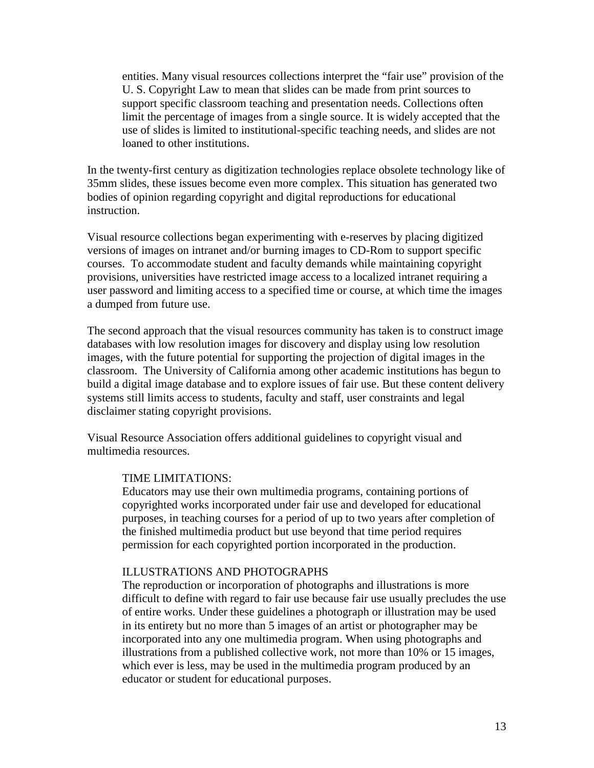> entities. Many visual resources collections interpret the "fair use" provision of the U. S. Copyright Law to mean that slides can be made from print sources to support specific classroom teaching and presentation needs. Collections often limit the percentage of images from a single source. It is widely accepted that the use of slides is limited to institutional-specific teaching needs, and slides are not loaned to other institutions.

In the twenty-first century as digitization technologies replace obsolete technology like of 35mm slides, these issues become even more complex. This situation has generated two bodies of opinion regarding copyright and digital reproductions for educational instruction.

Visual resource collections began experimenting with e-reserves by placing digitized versions of images on intranet and/or burning images to CD-Rom to support specific courses. To accommodate student and faculty demands while maintaining copyright provisions, universities have restricted image access to a localized intranet requiring a user password and limiting access to a specified time or course, at which time the images a dumped from future use.

The second approach that the visual resources community has taken is to construct image databases with low resolution images for discovery and display using low resolution images, with the future potential for supporting the projection of digital images in the classroom. The University of California among other academic institutions has begun to build a digital image database and to explore issues of fair use. But these content delivery systems still limits access to students, faculty and staff, user constraints and legal disclaimer stating copyright provisions.

Visual Resource Association offers additional guidelines to copyright visual and multimedia resources.

> TIME LIMITATIONS:
> Educators may use their own multimedia programs, containing portions of copyrighted works incorporated under fair use and developed for educational purposes, in teaching courses for a period of up to two years after completion of the finished multimedia product but use beyond that time period requires permission for each copyrighted portion incorporated in the production.
>
> ILLUSTRATIONS AND PHOTOGRAPHS
> The reproduction or incorporation of photographs and illustrations is more difficult to define with regard to fair use because fair use usually precludes the use of entire works. Under these guidelines a photograph or illustration may be used in its entirety but no more than 5 images of an artist or photographer may be incorporated into any one multimedia program. When using photographs and illustrations from a published collective work, not more than 10% or 15 images, which ever is less, may be used in the multimedia program produced by an educator or student for educational purposes.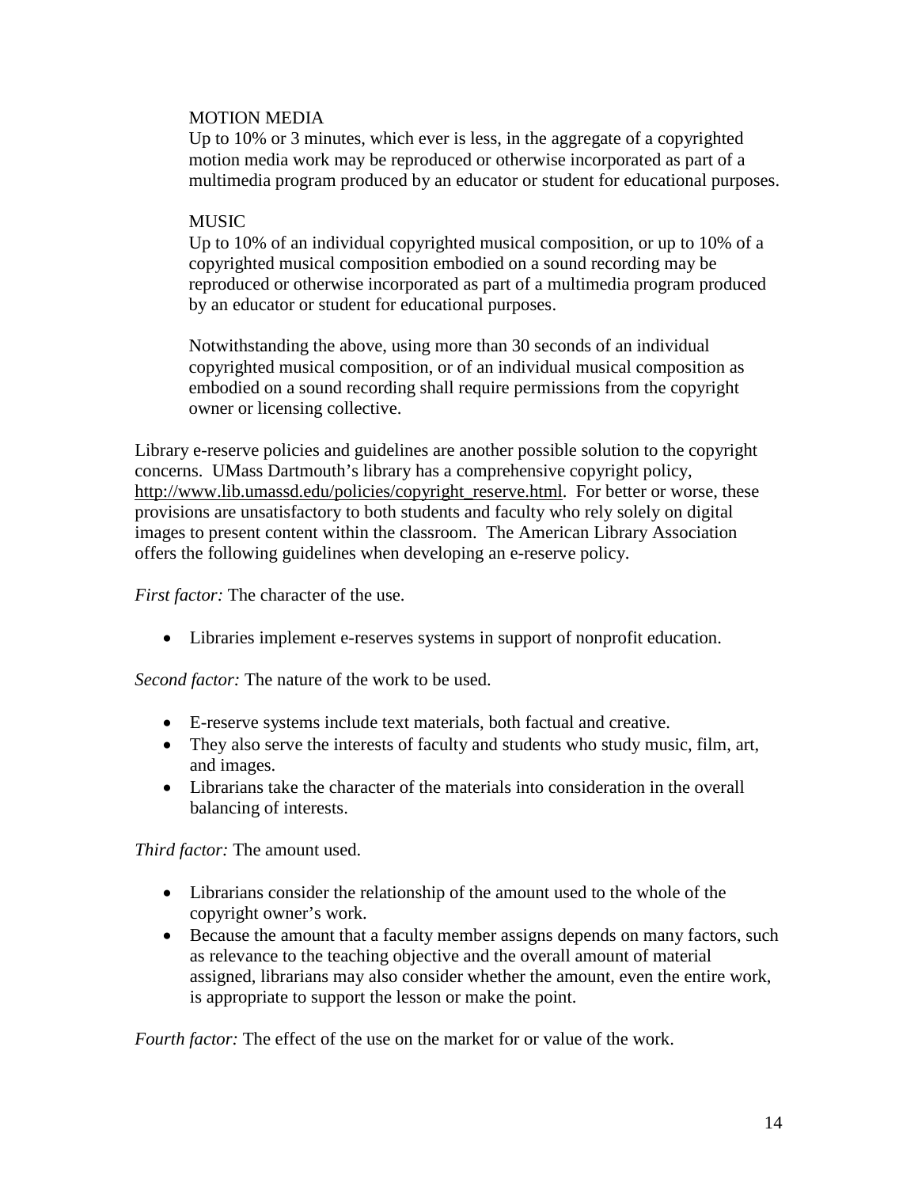MOTION MEDIA
Up to 10% or 3 minutes, which ever is less, in the aggregate of a copyrighted motion media work may be reproduced or otherwise incorporated as part of a multimedia program produced by an educator or student for educational purposes.

MUSIC
Up to 10% of an individual copyrighted musical composition, or up to 10% of a copyrighted musical composition embodied on a sound recording may be reproduced or otherwise incorporated as part of a multimedia program produced by an educator or student for educational purposes.

Notwithstanding the above, using more than 30 seconds of an individual copyrighted musical composition, or of an individual musical composition as embodied on a sound recording shall require permissions from the copyright owner or licensing collective.

Library e-reserve policies and guidelines are another possible solution to the copyright concerns. UMass Dartmouth's library has a comprehensive copyright policy, http://www.lib.umassd.edu/policies/copyright_reserve.html. For better or worse, these provisions are unsatisfactory to both students and faculty who rely solely on digital images to present content within the classroom. The American Library Association offers the following guidelines when developing an e-reserve policy.

*First factor:* The character of the use.

- Libraries implement e-reserves systems in support of nonprofit education.

*Second factor:* The nature of the work to be used.

- E-reserve systems include text materials, both factual and creative.
- They also serve the interests of faculty and students who study music, film, art, and images.
- Librarians take the character of the materials into consideration in the overall balancing of interests.

*Third factor:* The amount used.

- Librarians consider the relationship of the amount used to the whole of the copyright owner's work.
- Because the amount that a faculty member assigns depends on many factors, such as relevance to the teaching objective and the overall amount of material assigned, librarians may also consider whether the amount, even the entire work, is appropriate to support the lesson or make the point.

*Fourth factor:* The effect of the use on the market for or value of the work.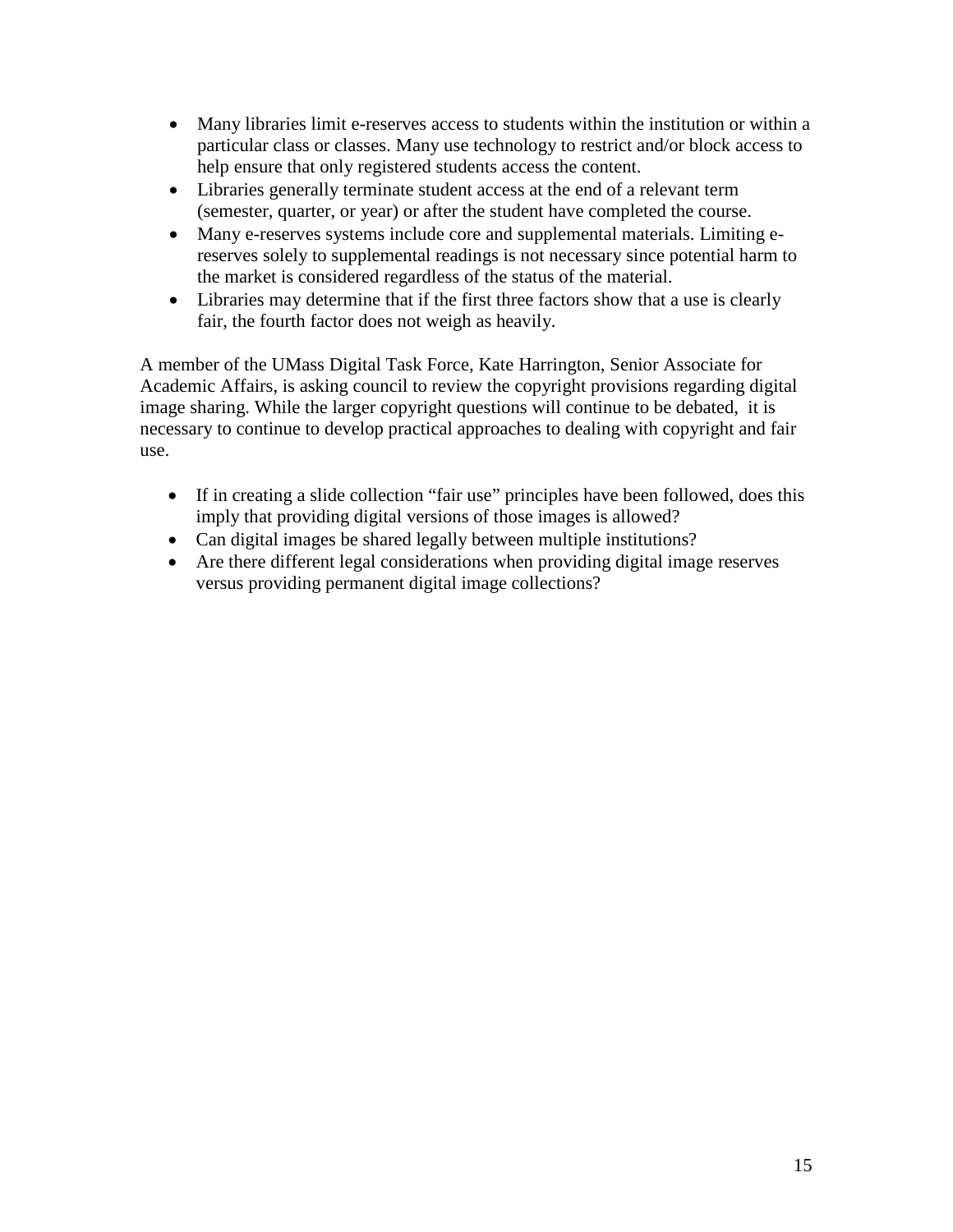- Many libraries limit e-reserves access to students within the institution or within a particular class or classes. Many use technology to restrict and/or block access to help ensure that only registered students access the content.
- Libraries generally terminate student access at the end of a relevant term (semester, quarter, or year) or after the student have completed the course.
- Many e-reserves systems include core and supplemental materials. Limiting e-reserves solely to supplemental readings is not necessary since potential harm to the market is considered regardless of the status of the material.
- Libraries may determine that if the first three factors show that a use is clearly fair, the fourth factor does not weigh as heavily.

A member of the UMass Digital Task Force, Kate Harrington, Senior Associate for Academic Affairs, is asking council to review the copyright provisions regarding digital image sharing. While the larger copyright questions will continue to be debated, it is necessary to continue to develop practical approaches to dealing with copyright and fair use.

- If in creating a slide collection "fair use" principles have been followed, does this imply that providing digital versions of those images is allowed?
- Can digital images be shared legally between multiple institutions?
- Are there different legal considerations when providing digital image reserves versus providing permanent digital image collections?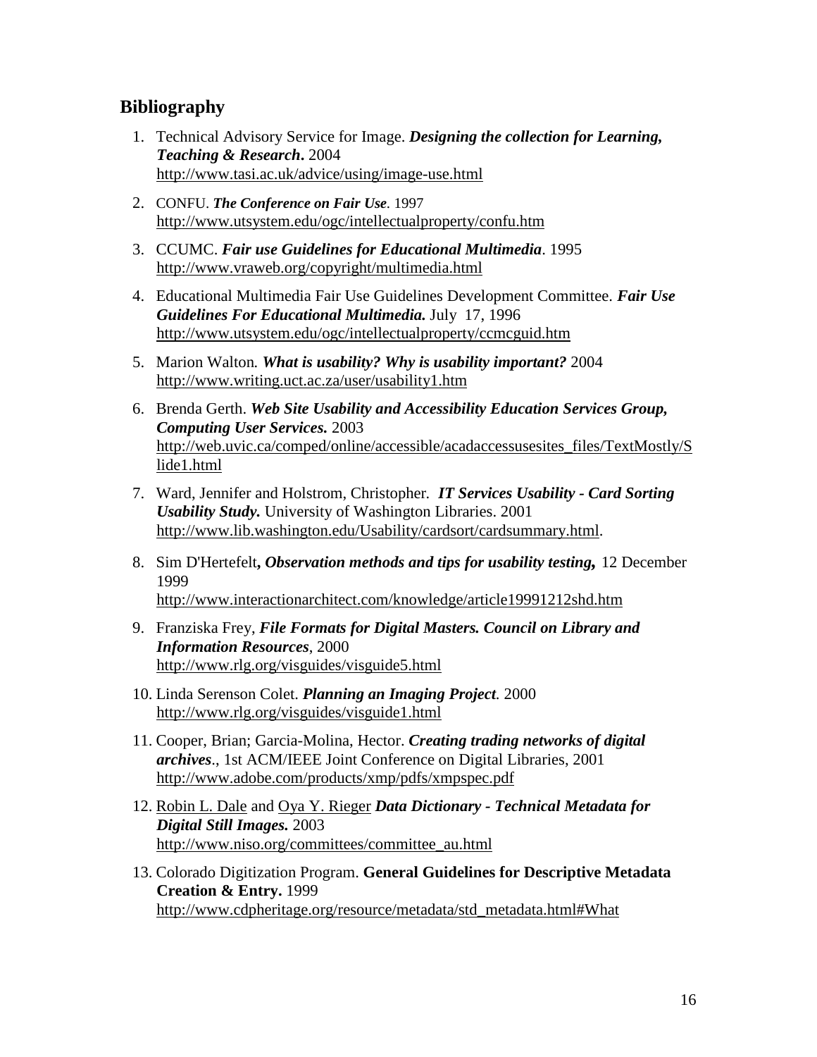## Bibliography

1. Technical Advisory Service for Image. ***Designing the collection for Learning, Teaching & Research*.** 2004
   http://www.tasi.ac.uk/advice/using/image-use.html
2. CONFU. ***The Conference on Fair Use***. 1997
   http://www.utsystem.edu/ogc/intellectualproperty/confu.htm
3. CCUMC. ***Fair use Guidelines for Educational Multimedia***. 1995
   http://www.vraweb.org/copyright/multimedia.html
4. Educational Multimedia Fair Use Guidelines Development Committee. ***Fair Use Guidelines For Educational Multimedia.*** July 17, 1996
   http://www.utsystem.edu/ogc/intellectualproperty/ccmcguid.htm
5. Marion Walton*.* ***What is usability? Why is usability important?*** 2004
   http://www.writing.uct.ac.za/user/usability1.htm
6. Brenda Gerth. ***Web Site Usability and Accessibility Education Services Group, Computing User Services.*** 2003
   http://web.uvic.ca/comped/online/accessible/acadaccessusesites_files/TextMostly/Slide1.html
7. Ward, Jennifer and Holstrom, Christopher*.* ***IT Services Usability - Card Sorting Usability Study.*** University of Washington Libraries. 2001
   http://www.lib.washington.edu/Usability/cardsort/cardsummary.html.
8. Sim D'Hertefelt***, Observation methods and tips for usability testing,*** 12 December 1999
   http://www.interactionarchitect.com/knowledge/article19991212shd.htm
9. Franziska Frey, ***File Formats for Digital Masters. Council on Library and Information Resources***, 2000
   http://www.rlg.org/visguides/visguide5.html
10. Linda Serenson Colet. ***Planning an Imaging Project****.* 2000
    http://www.rlg.org/visguides/visguide1.html
11. Cooper, Brian; Garcia-Molina, Hector. ***Creating trading networks of digital archives***., 1st ACM/IEEE Joint Conference on Digital Libraries, 2001
    http://www.adobe.com/products/xmp/pdfs/xmpspec.pdf
12. Robin L. Dale and Oya Y. Rieger ***Data Dictionary - Technical Metadata for Digital Still Images.*** 2003
    http://www.niso.org/committees/committee_au.html
13. Colorado Digitization Program. **General Guidelines for Descriptive Metadata Creation & Entry.** 1999
    http://www.cdpheritage.org/resource/metadata/std_metadata.html#What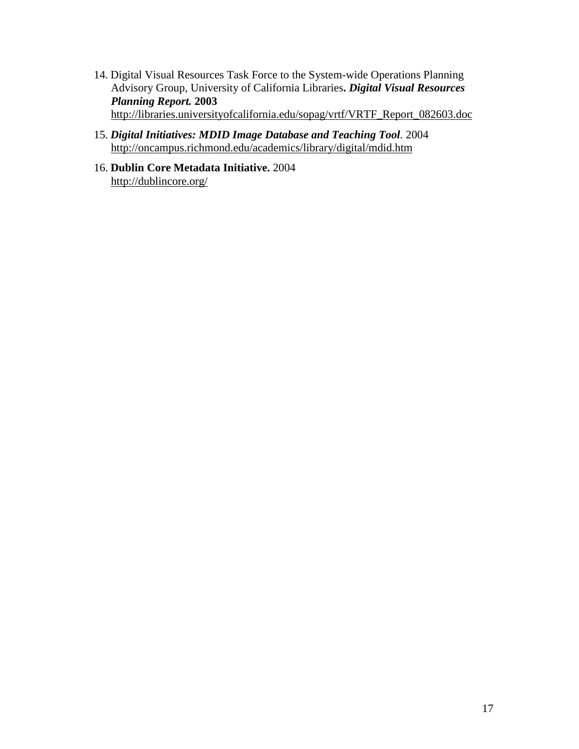14. Digital Visual Resources Task Force to the System-wide Operations Planning Advisory Group, University of California Libraries**. *Digital Visual Resources Planning Report.* 2003**
    http://libraries.universityofcalifornia.edu/sopag/vrtf/VRTF_Report_082603.doc

15. ***Digital Initiatives: MDID Image Database and Teaching Tool***. 2004
    http://oncampus.richmond.edu/academics/library/digital/mdid.htm

16. **Dublin Core Metadata Initiative.** 2004
    http://dublincore.org/